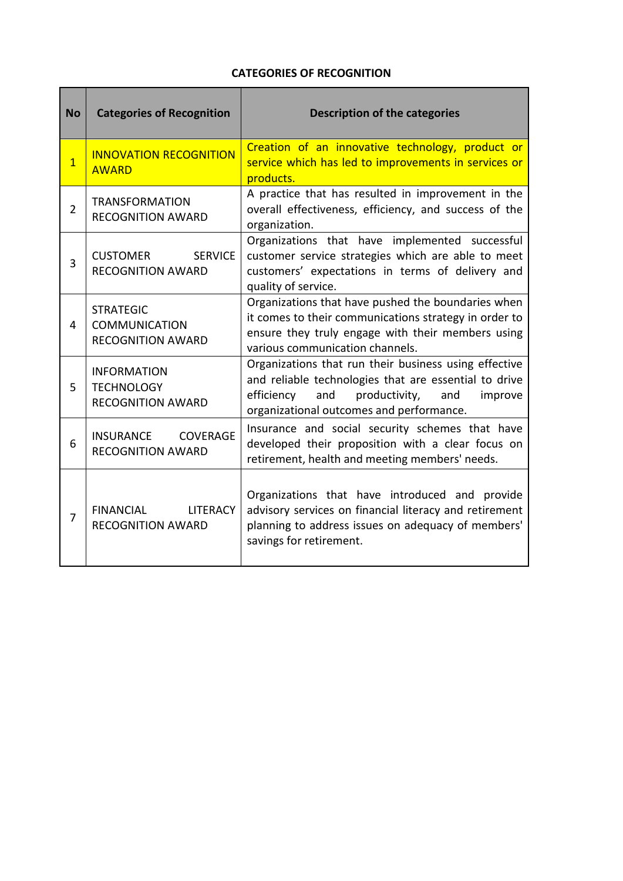**CATEGORIES OF RECOGNITION**

| No | Categories of Recognition | Description of the categories |
|---|---|---|
| 1 | INNOVATION RECOGNITION AWARD | Creation of an innovative technology, product or service which has led to improvements in services or products. |
| 2 | TRANSFORMATION RECOGNITION AWARD | A practice that has resulted in improvement in the overall effectiveness, efficiency, and success of the organization. |
| 3 | CUSTOMER SERVICE RECOGNITION AWARD | Organizations that have implemented successful customer service strategies which are able to meet customers' expectations in terms of delivery and quality of service. |
| 4 | STRATEGIC COMMUNICATION RECOGNITION AWARD | Organizations that have pushed the boundaries when it comes to their communications strategy in order to ensure they truly engage with their members using various communication channels. |
| 5 | INFORMATION TECHNOLOGY RECOGNITION AWARD | Organizations that run their business using effective and reliable technologies that are essential to drive efficiency and productivity, and improve organizational outcomes and performance. |
| 6 | INSURANCE COVERAGE RECOGNITION AWARD | Insurance and social security schemes that have developed their proposition with a clear focus on retirement, health and meeting members' needs. |
| 7 | FINANCIAL LITERACY RECOGNITION AWARD | Organizations that have introduced and provide advisory services on financial literacy and retirement planning to address issues on adequacy of members' savings for retirement. |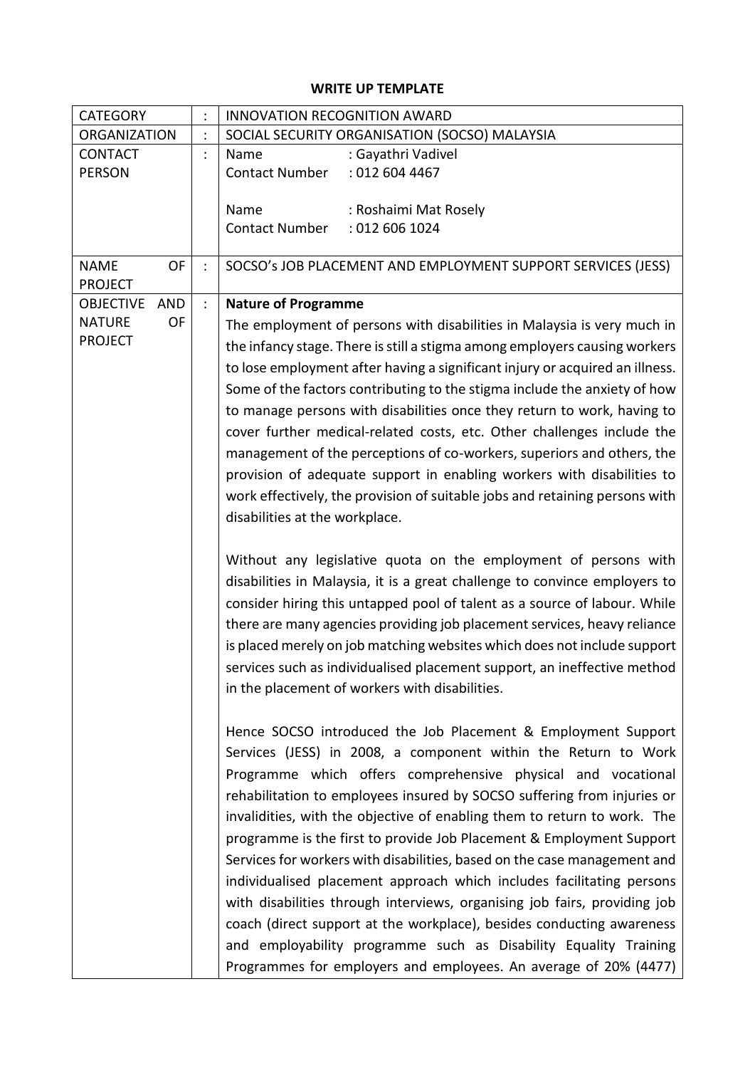**WRITE UP TEMPLATE**

| CATEGORY | : | INNOVATION RECOGNITION AWARD |
|---|---|---|
| ORGANIZATION | : | SOCIAL SECURITY ORGANISATION (SOCSO) MALAYSIA |
| CONTACT PERSON | : | Name : Gayathri Vadivel<br>Contact Number : 012 604 4467<br><br>Name : Roshaimi Mat Rosely<br>Contact Number : 012 606 1024 |
| NAME OF PROJECT | : | SOCSO's JOB PLACEMENT AND EMPLOYMENT SUPPORT SERVICES (JESS) |
| OBJECTIVE AND NATURE OF PROJECT | : | **Nature of Programme**<br>The employment of persons with disabilities in Malaysia is very much in the infancy stage. There is still a stigma among employers causing workers to lose employment after having a significant injury or acquired an illness. Some of the factors contributing to the stigma include the anxiety of how to manage persons with disabilities once they return to work, having to cover further medical-related costs, etc. Other challenges include the management of the perceptions of co-workers, superiors and others, the provision of adequate support in enabling workers with disabilities to work effectively, the provision of suitable jobs and retaining persons with disabilities at the workplace.<br><br>Without any legislative quota on the employment of persons with disabilities in Malaysia, it is a great challenge to convince employers to consider hiring this untapped pool of talent as a source of labour. While there are many agencies providing job placement services, heavy reliance is placed merely on job matching websites which does not include support services such as individualised placement support, an ineffective method in the placement of workers with disabilities.<br><br>Hence SOCSO introduced the Job Placement & Employment Support Services (JESS) in 2008, a component within the Return to Work Programme which offers comprehensive physical and vocational rehabilitation to employees insured by SOCSO suffering from injuries or invalidities, with the objective of enabling them to return to work. The programme is the first to provide Job Placement & Employment Support Services for workers with disabilities, based on the case management and individualised placement approach which includes facilitating persons with disabilities through interviews, organising job fairs, providing job coach (direct support at the workplace), besides conducting awareness and employability programme such as Disability Equality Training Programmes for employers and employees. An average of 20% (4477) |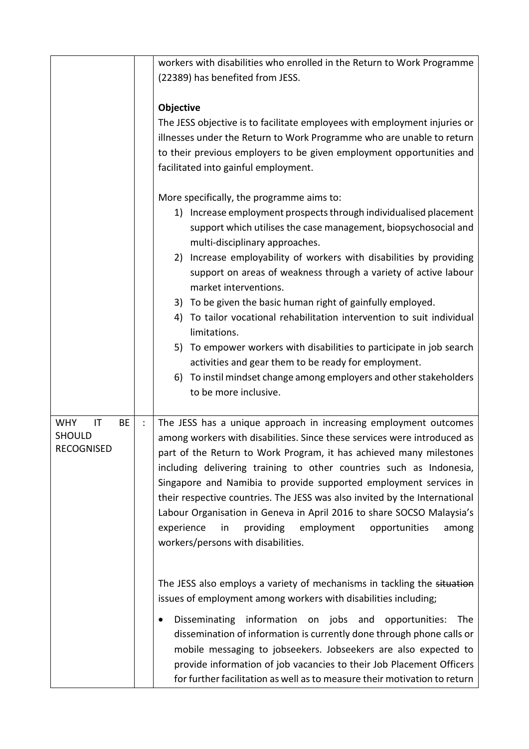| | | |
|---|---|---|
| | | workers with disabilities who enrolled in the Return to Work Programme (22389) has benefited from JESS.<br><br>**Objective**<br>The JESS objective is to facilitate employees with employment injuries or illnesses under the Return to Work Programme who are unable to return to their previous employers to be given employment opportunities and facilitated into gainful employment.<br><br>More specifically, the programme aims to:<br>1) Increase employment prospects through individualised placement support which utilises the case management, biopsychosocial and multi-disciplinary approaches.<br>2) Increase employability of workers with disabilities by providing support on areas of weakness through a variety of active labour market interventions.<br>3) To be given the basic human right of gainfully employed.<br>4) To tailor vocational rehabilitation intervention to suit individual limitations.<br>5) To empower workers with disabilities to participate in job search activities and gear them to be ready for employment.<br>6) To instil mindset change among employers and other stakeholders to be more inclusive. |
| WHY IT BE SHOULD RECOGNISED | : | The JESS has a unique approach in increasing employment outcomes among workers with disabilities. Since these services were introduced as part of the Return to Work Program, it has achieved many milestones including delivering training to other countries such as Indonesia, Singapore and Namibia to provide supported employment services in their respective countries. The JESS was also invited by the International Labour Organisation in Geneva in April 2016 to share SOCSO Malaysia's experience in providing employment opportunities among workers/persons with disabilities.<br><br>The JESS also employs a variety of mechanisms in tackling the ~~situation~~ issues of employment among workers with disabilities including;<br><br>• Disseminating information on jobs and opportunities: The dissemination of information is currently done through phone calls or mobile messaging to jobseekers. Jobseekers are also expected to provide information of job vacancies to their Job Placement Officers for further facilitation as well as to measure their motivation to return |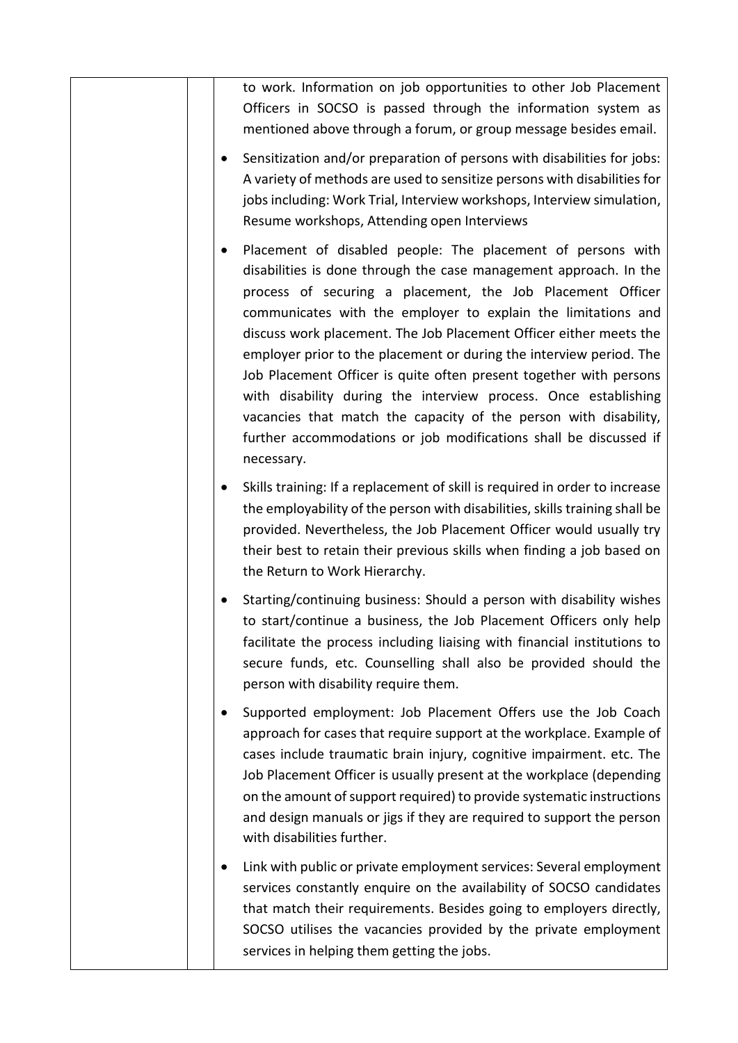| | | to work. Information on job opportunities to other Job Placement Officers in SOCSO is passed through the information system as mentioned above through a forum, or group message besides email.<br><br>• Sensitization and/or preparation of persons with disabilities for jobs: A variety of methods are used to sensitize persons with disabilities for jobs including: Work Trial, Interview workshops, Interview simulation, Resume workshops, Attending open Interviews<br><br>• Placement of disabled people: The placement of persons with disabilities is done through the case management approach. In the process of securing a placement, the Job Placement Officer communicates with the employer to explain the limitations and discuss work placement. The Job Placement Officer either meets the employer prior to the placement or during the interview period. The Job Placement Officer is quite often present together with persons with disability during the interview process. Once establishing vacancies that match the capacity of the person with disability, further accommodations or job modifications shall be discussed if necessary.<br><br>• Skills training: If a replacement of skill is required in order to increase the employability of the person with disabilities, skills training shall be provided. Nevertheless, the Job Placement Officer would usually try their best to retain their previous skills when finding a job based on the Return to Work Hierarchy.<br><br>• Starting/continuing business: Should a person with disability wishes to start/continue a business, the Job Placement Officers only help facilitate the process including liaising with financial institutions to secure funds, etc. Counselling shall also be provided should the person with disability require them.<br><br>• Supported employment: Job Placement Offers use the Job Coach approach for cases that require support at the workplace. Example of cases include traumatic brain injury, cognitive impairment. etc. The Job Placement Officer is usually present at the workplace (depending on the amount of support required) to provide systematic instructions and design manuals or jigs if they are required to support the person with disabilities further.<br><br>• Link with public or private employment services: Several employment services constantly enquire on the availability of SOCSO candidates that match their requirements. Besides going to employers directly, SOCSO utilises the vacancies provided by the private employment services in helping them getting the jobs. |
|---|---|---|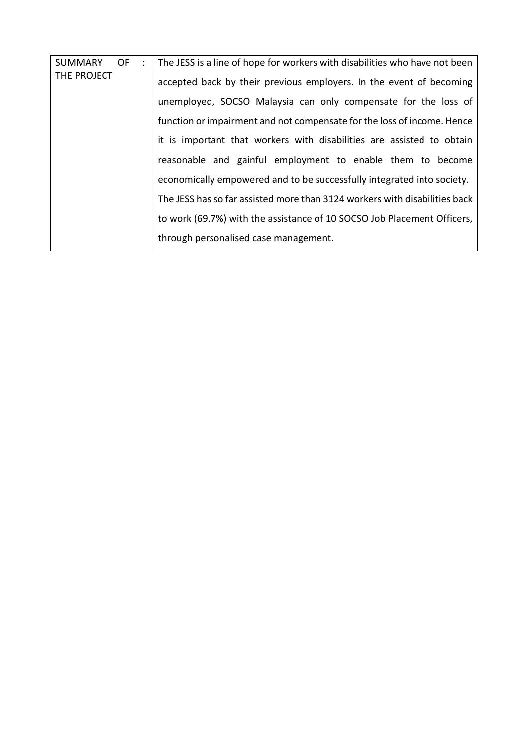| | | |
|---|---|---|
| SUMMARY OF THE PROJECT | : | The JESS is a line of hope for workers with disabilities who have not been accepted back by their previous employers. In the event of becoming unemployed, SOCSO Malaysia can only compensate for the loss of function or impairment and not compensate for the loss of income. Hence it is important that workers with disabilities are assisted to obtain reasonable and gainful employment to enable them to become economically empowered and to be successfully integrated into society. The JESS has so far assisted more than 3124 workers with disabilities back to work (69.7%) with the assistance of 10 SOCSO Job Placement Officers, through personalised case management. |